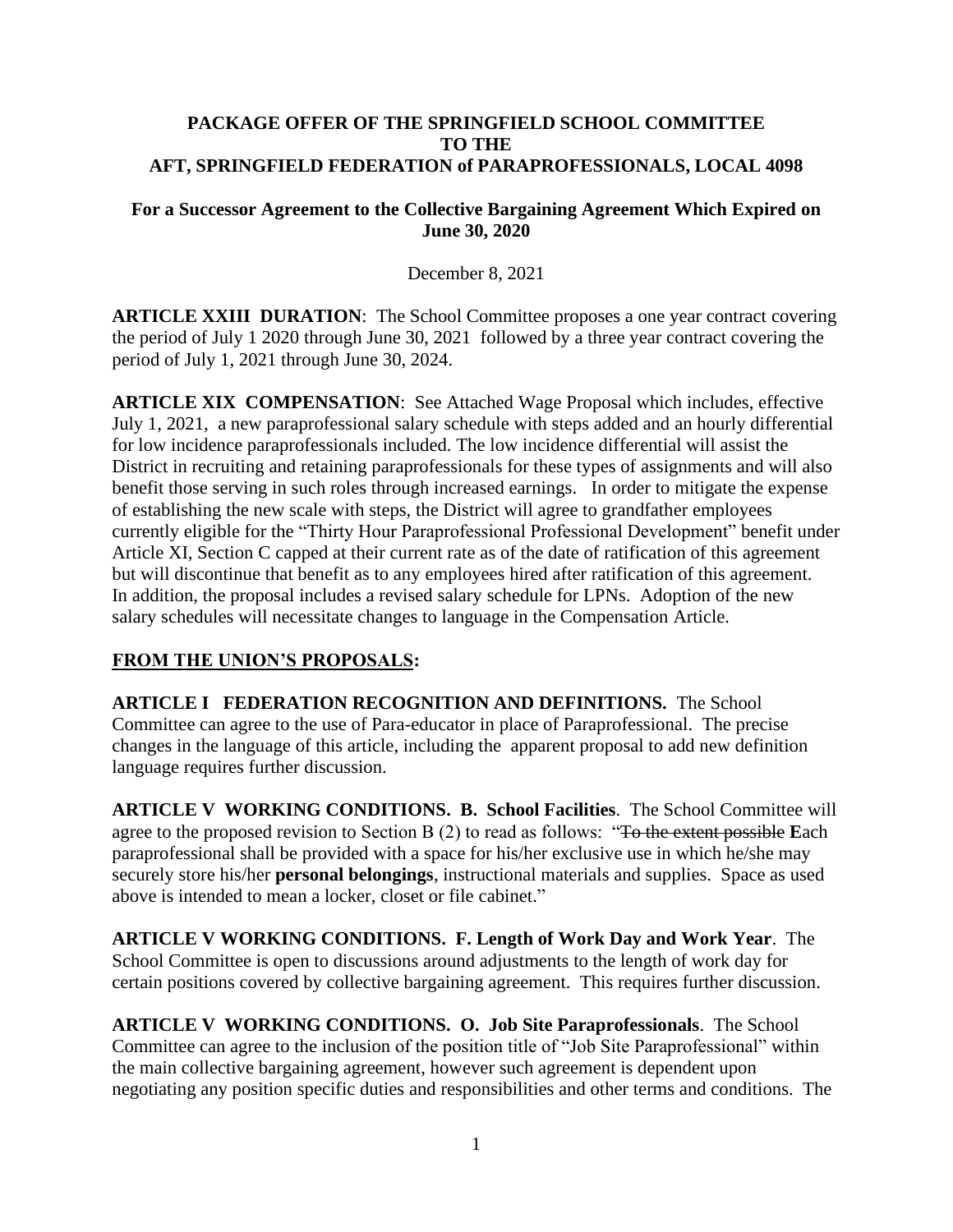# PACKAGE OFFER OF THE SPRINGFIELD SCHOOL COMMITTEE TO THE AFT, SPRINGFIELD FEDERATION of PARAPROFESSIONALS, LOCAL 4098

## For a Successor Agreement to the Collective Bargaining Agreement Which Expired on June 30, 2020

December 8, 2021

**ARTICLE XXIII DURATION**: The School Committee proposes a one year contract covering the period of July 1 2020 through June 30, 2021 followed by a three year contract covering the period of July 1, 2021 through June 30, 2024.

**ARTICLE XIX COMPENSATION**: See Attached Wage Proposal which includes, effective July 1, 2021, a new paraprofessional salary schedule with steps added and an hourly differential for low incidence paraprofessionals included. The low incidence differential will assist the District in recruiting and retaining paraprofessionals for these types of assignments and will also benefit those serving in such roles through increased earnings. In order to mitigate the expense of establishing the new scale with steps, the District will agree to grandfather employees currently eligible for the "Thirty Hour Paraprofessional Professional Development" benefit under Article XI, Section C capped at their current rate as of the date of ratification of this agreement but will discontinue that benefit as to any employees hired after ratification of this agreement. In addition, the proposal includes a revised salary schedule for LPNs. Adoption of the new salary schedules will necessitate changes to language in the Compensation Article.

**<u>FROM THE UNION'S PROPOSALS</u>:**

**ARTICLE I FEDERATION RECOGNITION AND DEFINITIONS.** The School Committee can agree to the use of Para-educator in place of Paraprofessional. The precise changes in the language of this article, including the apparent proposal to add new definition language requires further discussion.

**ARTICLE V WORKING CONDITIONS. B. School Facilities**. The School Committee will agree to the proposed revision to Section B (2) to read as follows: "~~To the extent possible~~ **E**ach paraprofessional shall be provided with a space for his/her exclusive use in which he/she may securely store his/her **personal belongings**, instructional materials and supplies. Space as used above is intended to mean a locker, closet or file cabinet."

**ARTICLE V WORKING CONDITIONS. F. Length of Work Day and Work Year**. The School Committee is open to discussions around adjustments to the length of work day for certain positions covered by collective bargaining agreement. This requires further discussion.

**ARTICLE V WORKING CONDITIONS. O. Job Site Paraprofessionals**. The School Committee can agree to the inclusion of the position title of "Job Site Paraprofessional" within the main collective bargaining agreement, however such agreement is dependent upon negotiating any position specific duties and responsibilities and other terms and conditions. The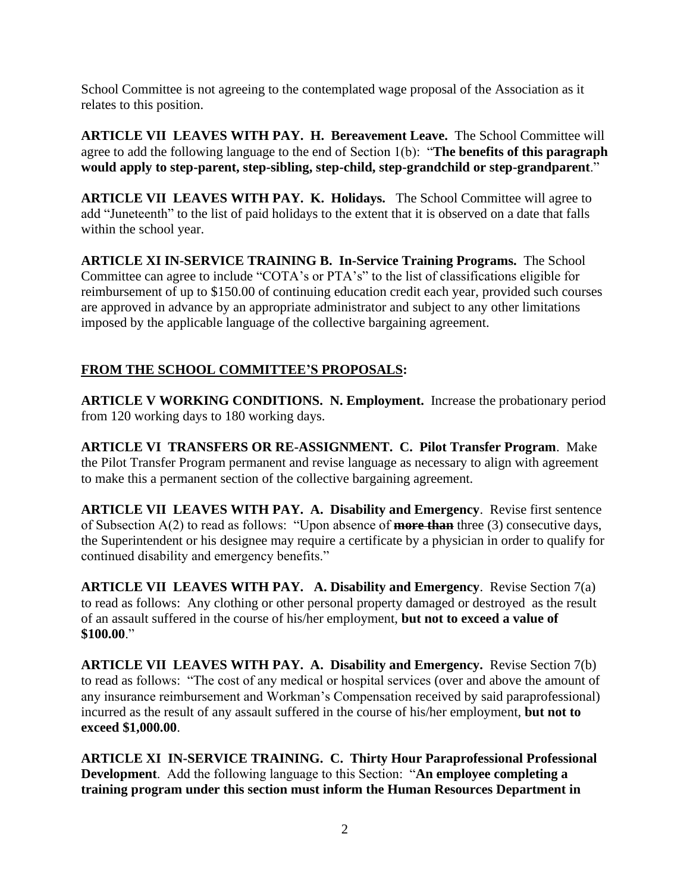School Committee is not agreeing to the contemplated wage proposal of the Association as it relates to this position.

**ARTICLE VII LEAVES WITH PAY. H. Bereavement Leave.** The School Committee will agree to add the following language to the end of Section 1(b): "**The benefits of this paragraph would apply to step-parent, step-sibling, step-child, step-grandchild or step-grandparent**."

**ARTICLE VII LEAVES WITH PAY. K. Holidays.** The School Committee will agree to add "Juneteenth" to the list of paid holidays to the extent that it is observed on a date that falls within the school year.

**ARTICLE XI IN-SERVICE TRAINING B. In-Service Training Programs.** The School Committee can agree to include "COTA's or PTA's" to the list of classifications eligible for reimbursement of up to $150.00 of continuing education credit each year, provided such courses are approved in advance by an appropriate administrator and subject to any other limitations imposed by the applicable language of the collective bargaining agreement.

**<u>FROM THE SCHOOL COMMITTEE'S PROPOSALS</u>:**

**ARTICLE V WORKING CONDITIONS. N. Employment.** Increase the probationary period from 120 working days to 180 working days.

**ARTICLE VI TRANSFERS OR RE-ASSIGNMENT. C. Pilot Transfer Program**. Make the Pilot Transfer Program permanent and revise language as necessary to align with agreement to make this a permanent section of the collective bargaining agreement.

**ARTICLE VII LEAVES WITH PAY. A. Disability and Emergency**. Revise first sentence of Subsection A(2) to read as follows: "Upon absence of ~~**more than**~~ three (3) consecutive days, the Superintendent or his designee may require a certificate by a physician in order to qualify for continued disability and emergency benefits."

**ARTICLE VII LEAVES WITH PAY. A. Disability and Emergency**. Revise Section 7(a) to read as follows: Any clothing or other personal property damaged or destroyed as the result of an assault suffered in the course of his/her employment, **but not to exceed a value of $100.00**."

**ARTICLE VII LEAVES WITH PAY. A. Disability and Emergency.** Revise Section 7(b) to read as follows: "The cost of any medical or hospital services (over and above the amount of any insurance reimbursement and Workman's Compensation received by said paraprofessional) incurred as the result of any assault suffered in the course of his/her employment, **but not to exceed $1,000.00**.

**ARTICLE XI IN-SERVICE TRAINING. C. Thirty Hour Paraprofessional Professional Development**. Add the following language to this Section: "**An employee completing a training program under this section must inform the Human Resources Department in**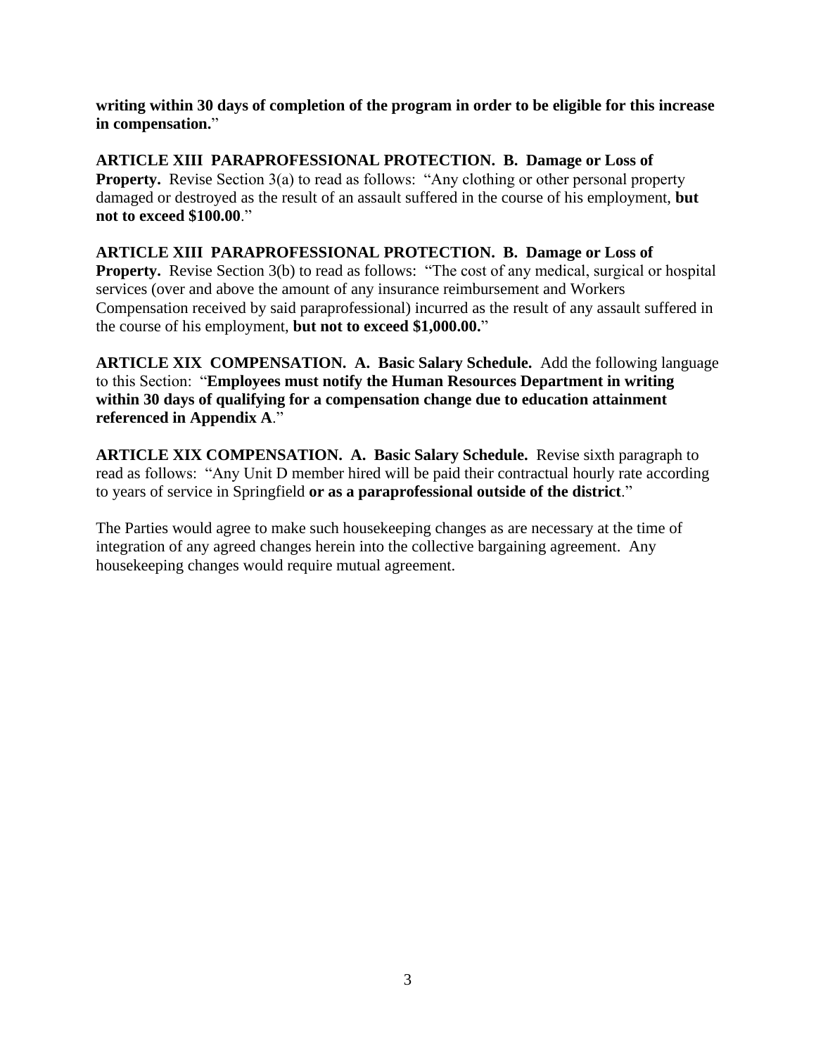**writing within 30 days of completion of the program in order to be eligible for this increase in compensation.**"

**ARTICLE XIII PARAPROFESSIONAL PROTECTION. B. Damage or Loss of Property.** Revise Section 3(a) to read as follows: "Any clothing or other personal property damaged or destroyed as the result of an assault suffered in the course of his employment, **but not to exceed $100.00**."

**ARTICLE XIII PARAPROFESSIONAL PROTECTION. B. Damage or Loss of Property.** Revise Section 3(b) to read as follows: "The cost of any medical, surgical or hospital services (over and above the amount of any insurance reimbursement and Workers Compensation received by said paraprofessional) incurred as the result of any assault suffered in the course of his employment, **but not to exceed $1,000.00.**"

**ARTICLE XIX COMPENSATION. A. Basic Salary Schedule.** Add the following language to this Section: "**Employees must notify the Human Resources Department in writing within 30 days of qualifying for a compensation change due to education attainment referenced in Appendix A**."

**ARTICLE XIX COMPENSATION. A. Basic Salary Schedule.** Revise sixth paragraph to read as follows: "Any Unit D member hired will be paid their contractual hourly rate according to years of service in Springfield **or as a paraprofessional outside of the district**."

The Parties would agree to make such housekeeping changes as are necessary at the time of integration of any agreed changes herein into the collective bargaining agreement. Any housekeeping changes would require mutual agreement.